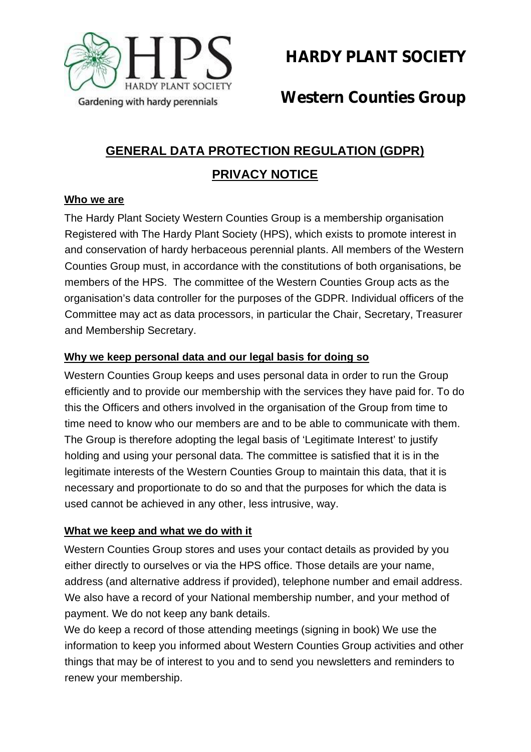HARDY PLANT SOCIETY

Gardening with hardy perennials

# HARDY PLANT SOCIETY

## Western Counties Group

# GENERAL DATA PROTECTION REGULATION (GDPR) PRIVACY NOTICE

### Who we are

The Hardy Plant Society Western Counties Group is a membership organisation Registered with The Hardy Plant Society (HPS), which exists to promote interest in and conservation of hardy herbaceous perennial plants. All members of the Western Counties Group must, in accordance with the constitutions of both organisations, be members of the HPS. The committee of the Western Counties Group acts as the organisation's data controller for the purposes of the GDPR. Individual officers of the Committee may act as data processors, in particular the Chair, Secretary, Treasurer and Membership Secretary.

### Why we keep personal data and our legal basis for doing so

Western Counties Group keeps and uses personal data in order to run the Group efficiently and to provide our membership with the services they have paid for. To do this the Officers and others involved in the organisation of the Group from time to time need to know who our members are and to be able to communicate with them. The Group is therefore adopting the legal basis of 'Legitimate Interest' to justify holding and using your personal data. The committee is satisfied that it is in the legitimate interests of the Western Counties Group to maintain this data, that it is necessary and proportionate to do so and that the purposes for which the data is used cannot be achieved in any other, less intrusive, way.

### What we keep and what we do with it

Western Counties Group stores and uses your contact details as provided by you either directly to ourselves or via the HPS office. Those details are your name, address (and alternative address if provided), telephone number and email address. We also have a record of your National membership number, and your method of payment. We do not keep any bank details.

We do keep a record of those attending meetings (signing in book) We use the information to keep you informed about Western Counties Group activities and other things that may be of interest to you and to send you newsletters and reminders to renew your membership.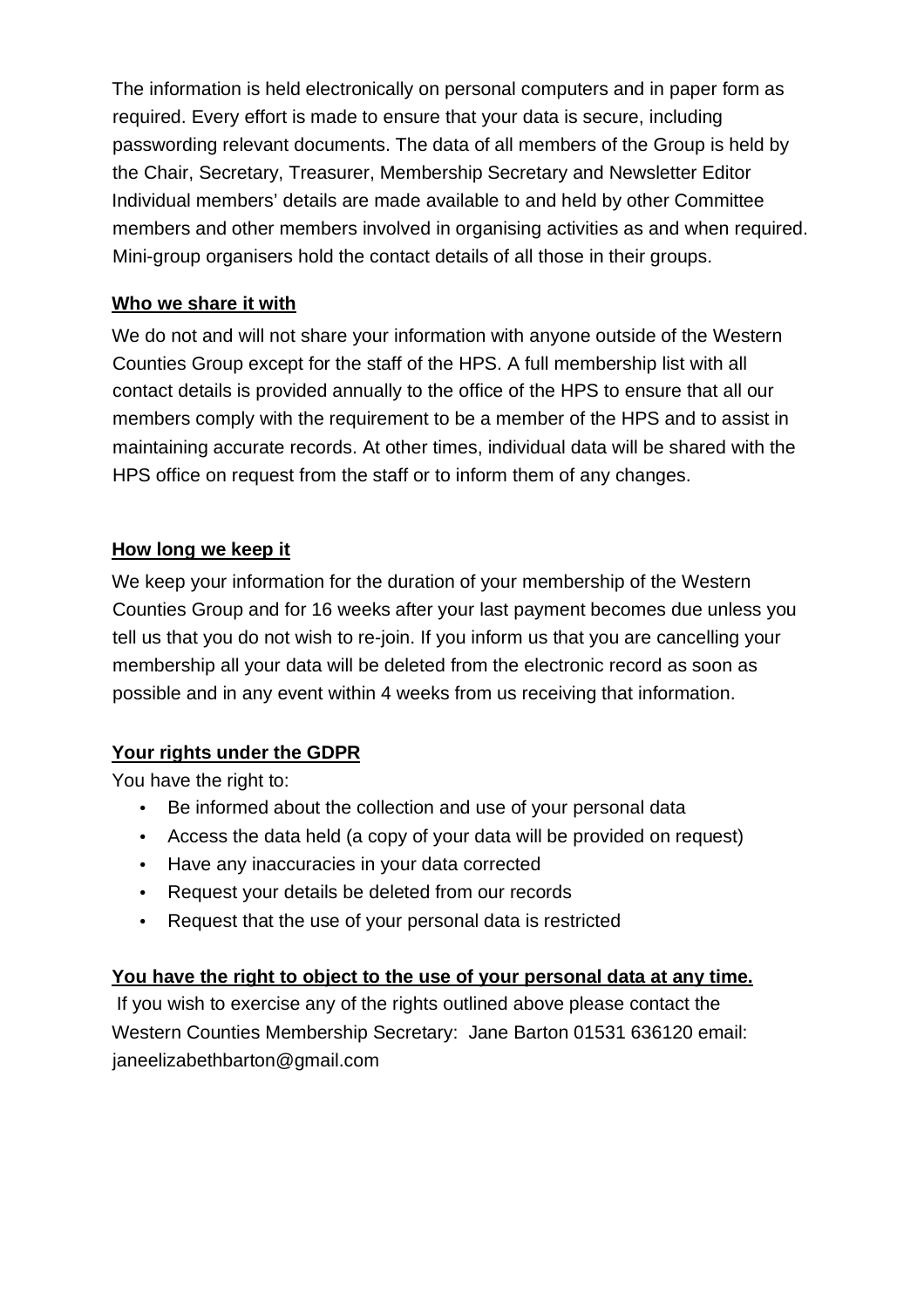The information is held electronically on personal computers and in paper form as required. Every effort is made to ensure that your data is secure, including passwording relevant documents. The data of all members of the Group is held by the Chair, Secretary, Treasurer, Membership Secretary and Newsletter Editor Individual members' details are made available to and held by other Committee members and other members involved in organising activities as and when required. Mini-group organisers hold the contact details of all those in their groups.

## Who we share it with

We do not and will not share your information with anyone outside of the Western Counties Group except for the staff of the HPS. A full membership list with all contact details is provided annually to the office of the HPS to ensure that all our members comply with the requirement to be a member of the HPS and to assist in maintaining accurate records. At other times, individual data will be shared with the HPS office on request from the staff or to inform them of any changes.

## How long we keep it

We keep your information for the duration of your membership of the Western Counties Group and for 16 weeks after your last payment becomes due unless you tell us that you do not wish to re-join. If you inform us that you are cancelling your membership all your data will be deleted from the electronic record as soon as possible and in any event within 4 weeks from us receiving that information.

## Your rights under the GDPR

You have the right to:

- Be informed about the collection and use of your personal data
- Access the data held (a copy of your data will be provided on request)
- Have any inaccuracies in your data corrected
- Request your details be deleted from our records
- Request that the use of your personal data is restricted

## You have the right to object to the use of your personal data at any time.

If you wish to exercise any of the rights outlined above please contact the Western Counties Membership Secretary: Jane Barton 01531 636120 email: janeelizabethbarton@gmail.com